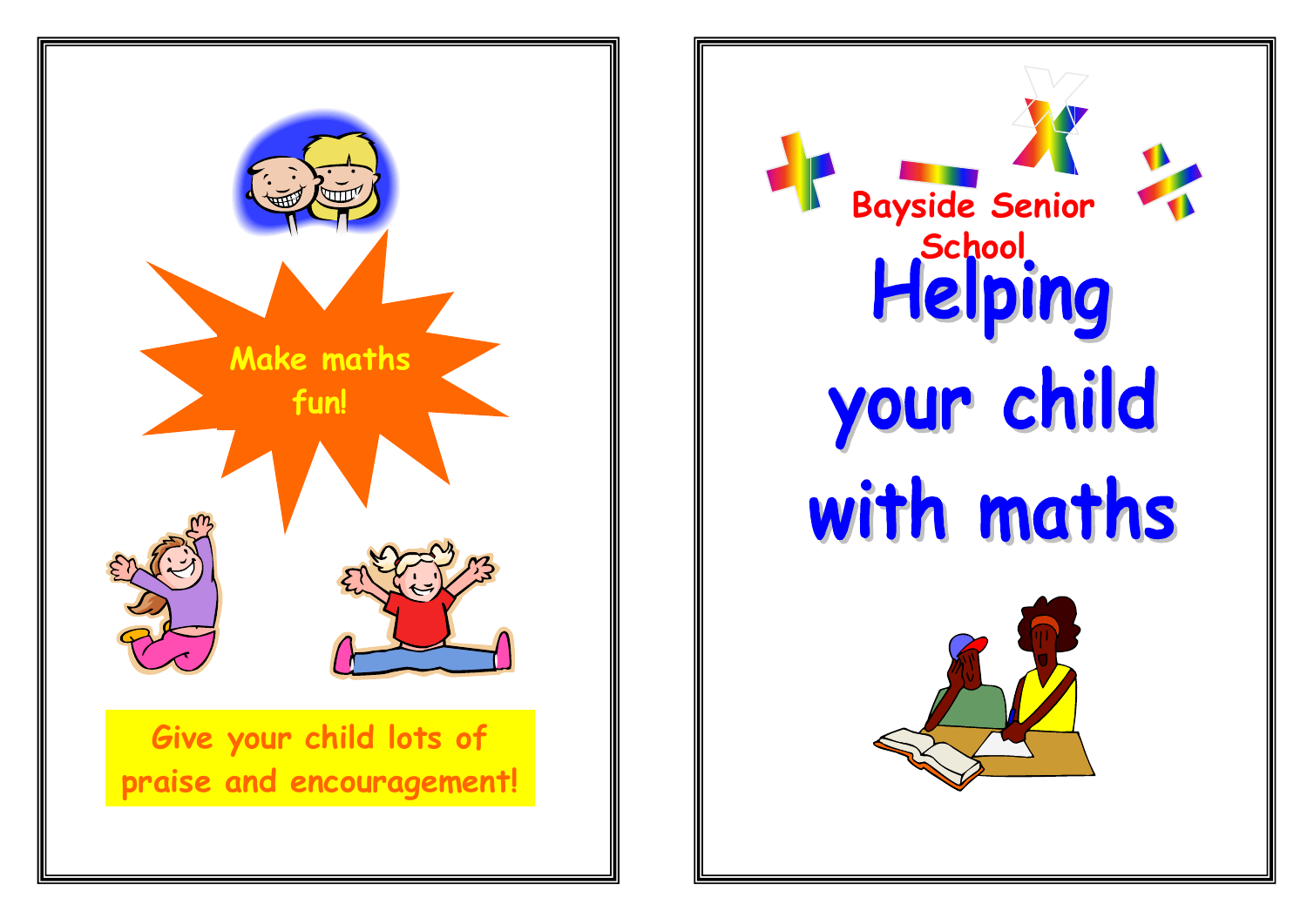Make maths fun!

Give your child lots of praise and encouragement!

Bayside Senior School

# Helping your child with maths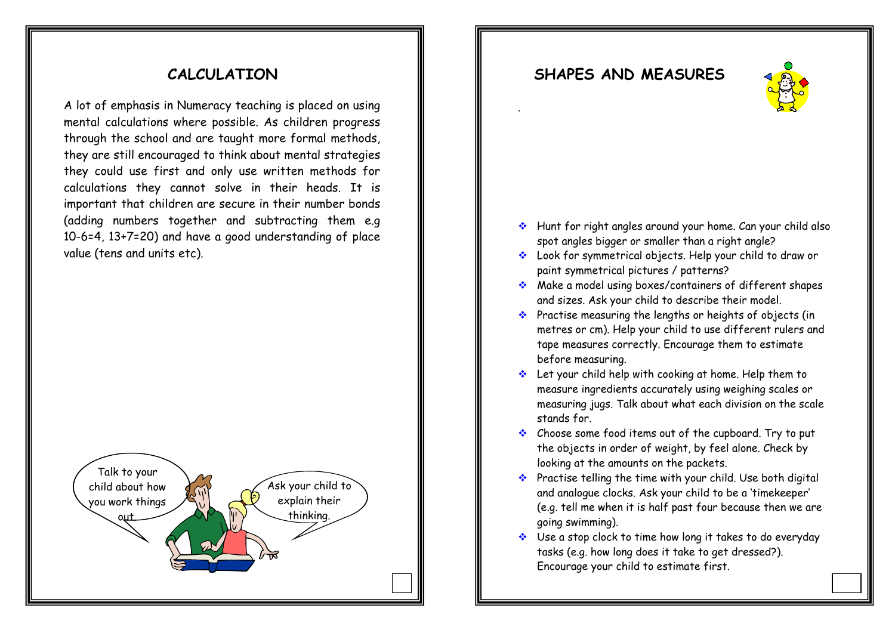## CALCULATION

A lot of emphasis in Numeracy teaching is placed on using mental calculations where possible. As children progress through the school and are taught more formal methods, they are still encouraged to think about mental strategies they could use first and only use written methods for calculations they cannot solve in their heads. It is important that children are secure in their number bonds (adding numbers together and subtracting them e.g 10-6=4, 13+7=20) and have a good understanding of place value (tens and units etc).

Talk to your child about how you work things out.

Ask your child to explain their thinking.

## SHAPES AND MEASURES

- Hunt for right angles around your home. Can your child also spot angles bigger or smaller than a right angle?
- Look for symmetrical objects. Help your child to draw or paint symmetrical pictures / patterns?
- Make a model using boxes/containers of different shapes and sizes. Ask your child to describe their model.
- Practise measuring the lengths or heights of objects (in metres or cm). Help your child to use different rulers and tape measures correctly. Encourage them to estimate before measuring.
- Let your child help with cooking at home. Help them to measure ingredients accurately using weighing scales or measuring jugs. Talk about what each division on the scale stands for.
- Choose some food items out of the cupboard. Try to put the objects in order of weight, by feel alone. Check by looking at the amounts on the packets.
- Practise telling the time with your child. Use both digital and analogue clocks. Ask your child to be a 'timekeeper' (e.g. tell me when it is half past four because then we are going swimming).
- Use a stop clock to time how long it takes to do everyday tasks (e.g. how long does it take to get dressed?). Encourage your child to estimate first.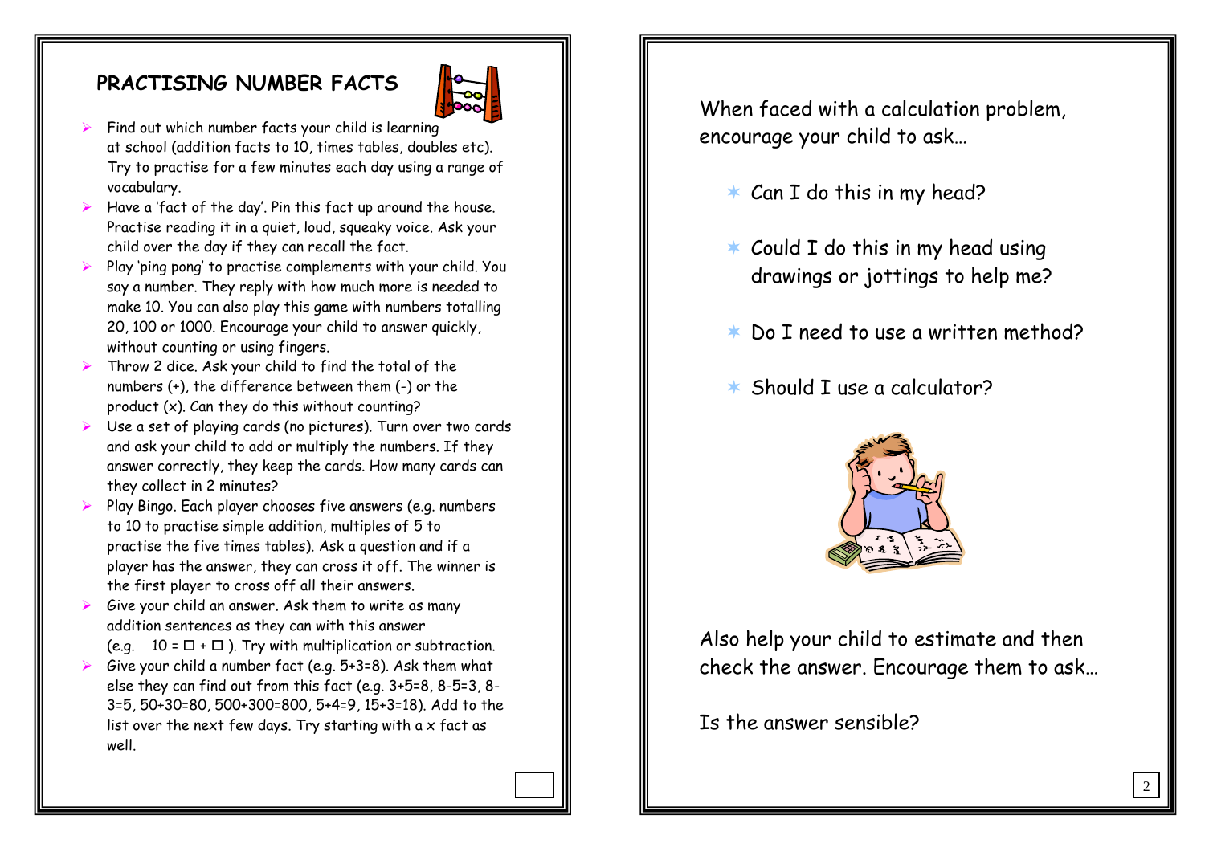## PRACTISING NUMBER FACTS

- Find out which number facts your child is learning at school (addition facts to 10, times tables, doubles etc). Try to practise for a few minutes each day using a range of vocabulary.
- Have a 'fact of the day'. Pin this fact up around the house. Practise reading it in a quiet, loud, squeaky voice. Ask your child over the day if they can recall the fact.
- Play 'ping pong' to practise complements with your child. You say a number. They reply with how much more is needed to make 10. You can also play this game with numbers totalling 20, 100 or 1000. Encourage your child to answer quickly, without counting or using fingers.
- Throw 2 dice. Ask your child to find the total of the numbers (+), the difference between them (-) or the product (x). Can they do this without counting?
- Use a set of playing cards (no pictures). Turn over two cards and ask your child to add or multiply the numbers. If they answer correctly, they keep the cards. How many cards can they collect in 2 minutes?
- Play Bingo. Each player chooses five answers (e.g. numbers to 10 to practise simple addition, multiples of 5 to practise the five times tables). Ask a question and if a player has the answer, they can cross it off. The winner is the first player to cross off all their answers.
- Give your child an answer. Ask them to write as many addition sentences as they can with this answer (e.g. 10 = ☐ + ☐ ). Try with multiplication or subtraction.
- Give your child a number fact (e.g. 5+3=8). Ask them what else they can find out from this fact (e.g. 3+5=8, 8-5=3, 8-3=5, 50+30=80, 500+300=800, 5+4=9, 15+3=18). Add to the list over the next few days. Try starting with a x fact as well.

When faced with a calculation problem, encourage your child to ask…

- Can I do this in my head?
- Could I do this in my head using drawings or jottings to help me?
- Do I need to use a written method?
- Should I use a calculator?

Also help your child to estimate and then check the answer. Encourage them to ask…

Is the answer sensible?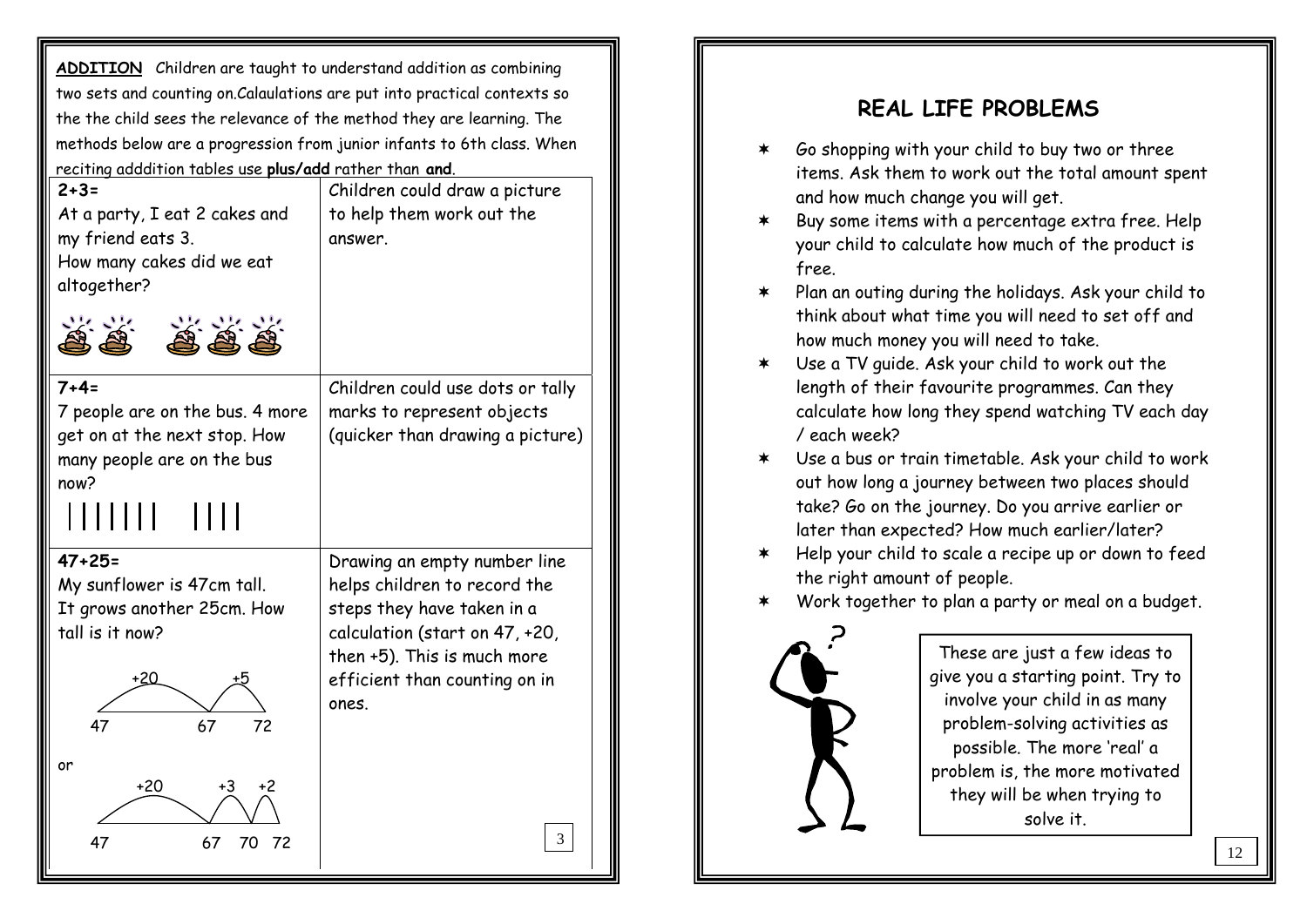**ADDITION** Children are taught to understand addition as combining two sets and counting on.Calaulations are put into practical contexts so the the child sees the relevance of the method they are learning. The methods below are a progression from junior infants to 6th class. When reciting adddition tables use **plus/add** rather than **and**.

| | |
|---|---|
| **2+3=** At a party, I eat 2 cakes and my friend eats 3. How many cakes did we eat altogether? | Children could draw a picture to help them work out the answer. |
| **7+4=** 7 people are on the bus. 4 more get on at the next stop. How many people are on the bus now? \|\|\|\|\|\|\| \|\|\|\| | Children could use dots or tally marks to represent objects (quicker than drawing a picture) |
| **47+25=** My sunflower is 47cm tall. It grows another 25cm. How tall is it now? +20 +5: 47 67 72 or +20 +3 +2: 47 67 70 72 | Drawing an empty number line helps children to record the steps they have taken in a calculation (start on 47, +20, then +5). This is much more efficient than counting on in ones. |

## REAL LIFE PROBLEMS

- Go shopping with your child to buy two or three items. Ask them to work out the total amount spent and how much change you will get.
- Buy some items with a percentage extra free. Help your child to calculate how much of the product is free.
- Plan an outing during the holidays. Ask your child to think about what time you will need to set off and how much money you will need to take.
- Use a TV guide. Ask your child to work out the length of their favourite programmes. Can they calculate how long they spend watching TV each day / each week?
- Use a bus or train timetable. Ask your child to work out how long a journey between two places should take? Go on the journey. Do you arrive earlier or later than expected? How much earlier/later?
- Help your child to scale a recipe up or down to feed the right amount of people.
- Work together to plan a party or meal on a budget.

These are just a few ideas to give you a starting point. Try to involve your child in as many problem-solving activities as possible. The more 'real' a problem is, the more motivated they will be when trying to solve it.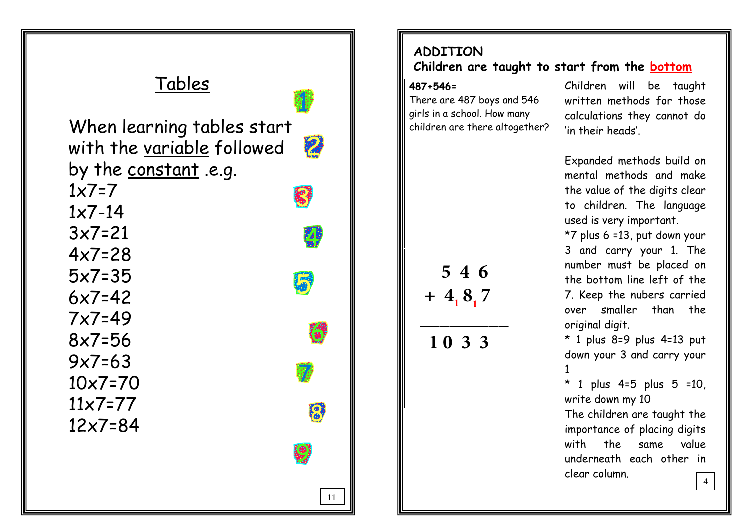## Tables

When learning tables start with the <u>variable</u> followed by the <u>constant</u> .e.g.

1x7=7
1x7-14
3x7=21
4x7=28
5x7=35
6x7=42
7x7=49
8x7=56
9x7=63
10x7=70
11x7=77
12x7=84

## ADDITION

**Children are taught to start from the bottom**

**487+546=**

There are 487 boys and 546 girls in a school. How many children are there altogether?

$$
\begin{array}{r}
5\ 4\ 6 \\
+\ 4_{1}\ 8_{1}\ 7 \\
\hline
1\ 0\ 3\ 3
\end{array}
$$

Children will be taught written methods for those calculations they cannot do 'in their heads'.

Expanded methods build on mental methods and make the value of the digits clear to children. The language used is very important.

*7 plus 6 =13, put down your 3 and carry your 1. The number must be placed on the bottom line left of the 7. Keep the nubers carried over smaller than the original digit.

* 1 plus 8=9 plus 4=13 put down your 3 and carry your 1

* 1 plus 4=5 plus 5 =10, write down my 10

The children are taught the importance of placing digits with the same value underneath each other in clear column.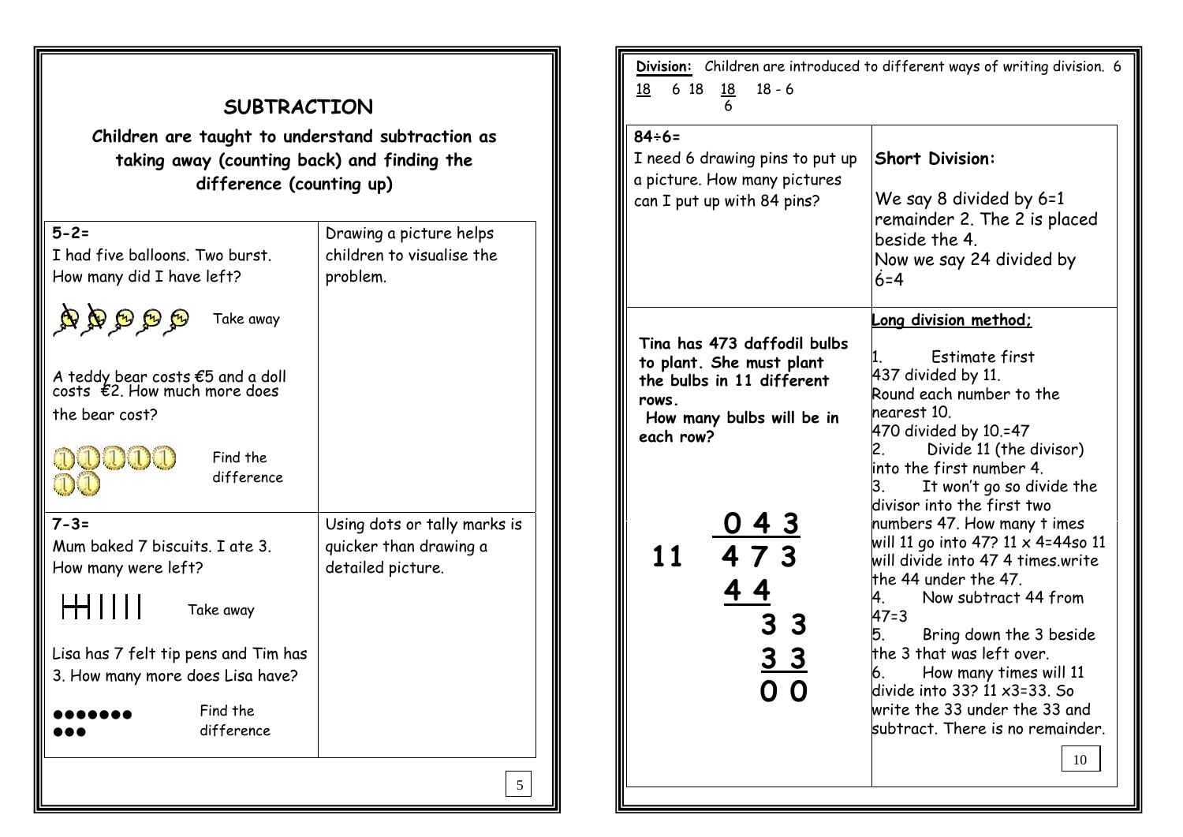## SUBTRACTION

**Children are taught to understand subtraction as taking away (counting back) and finding the difference (counting up)**

| | |
|---|---|
| **5-2=**<br>I had five balloons. Two burst. How many did I have left?<br><br>Take away<br><br>A teddy bear costs €5 and a doll costs €2. How much more does the bear cost?<br><br>Find the difference | Drawing a picture helps children to visualise the problem. |
| **7-3=**<br>Mum baked 7 biscuits. I ate 3. How many were left?<br><br>Take away<br><br>Lisa has 7 felt tip pens and Tim has 3. How many more does Lisa have?<br><br>Find the difference | Using dots or tally marks is quicker than drawing a detailed picture. |

**Division:** Children are introduced to different ways of writing division. 6 $\frac{18}{}$ 6 18 $\frac{18}{6}$ 18 - 6

| | |
|---|---|
| **84÷6=**<br>I need 6 drawing pins to put up a picture. How many pictures can I put up with 84 pins? | **Short Division:**<br><br>We say 8 divided by 6=1 remainder 2. The 2 is placed beside the 4.<br>Now we say 24 divided by 6=4 |
| **Tina has 473 daffodil bulbs to plant. She must plant the bulbs in 11 different rows.**<br>**How many bulbs will be in each row?**<br><br>**0 4 3**<br>**11 ) 4 7 3**<br>**4 4**<br>**3 3**<br>**3 3**<br>**0 0** | **Long division method;**<br><br>1. Estimate first 437 divided by 11. Round each number to the nearest 10. 470 divided by 10.=47<br>2. Divide 11 (the divisor) into the first number 4.<br>3. It won't go so divide the divisor into the first two numbers 47. How many t imes will 11 go into 47? 11 x 4=44so 11 will divide into 47 4 times.write the 44 under the 47.<br>4. Now subtract 44 from 47=3<br>5. Bring down the 3 beside the 3 that was left over.<br>6. How many times will 11 divide into 33? 11 x3=33. So write the 33 under the 33 and subtract. There is no remainder. |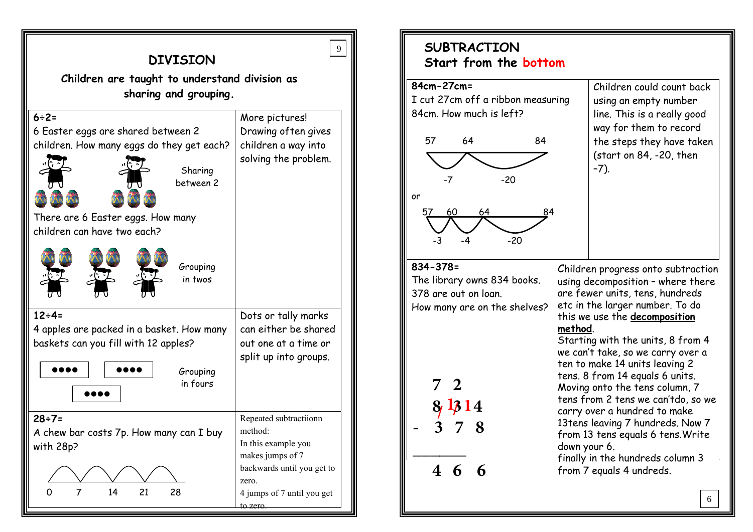# DIVISION

**Children are taught to understand division as sharing and grouping.**

| | |
|---|---|
| **6÷2=**<br>6 Easter eggs are shared between 2 children. How many eggs do they get each?<br>Sharing between 2<br>There are 6 Easter eggs. How many children can have two each?<br>Grouping in twos | More pictures!<br>Drawing often gives children a way into solving the problem. |
| **12÷4=**<br>4 apples are packed in a basket. How many baskets can you fill with 12 apples?<br>●●●● ●●●● ●●●●<br>Grouping in fours | Dots or tally marks can either be shared out one at a time or split up into groups. |
| **28÷7=**<br>A chew bar costs 7p. How many can I buy with 28p?<br>0 7 14 21 28 | Repeated subtractiionn method:<br>In this example you makes jumps of 7 backwards until you get to zero.<br>4 jumps of 7 until you get to zero. |

# SUBTRACTION
## Start from the bottom

| | |
|---|---|
| **84cm-27cm=**<br>I cut 27cm off a ribbon measuring 84cm. How much is left?<br>57 64 84<br>-7 -20<br>or<br>57 60 64 84<br>-3 -4 -20 | Children could count back using an empty number line. This is a really good way for them to record the steps they have taken (start on 84, -20, then –7). |
| **834-378=**<br>The library owns 834 books. 378 are out on loan.<br>How many are on the shelves?<br>```<br>   7  2<br>   8 13 14<br> -  3  7  8<br> ________<br>   4  6  6<br>``` | Children progress onto subtraction using decomposition – where there are fewer units, tens, hundreds etc in the larger number. To do this we use the **decomposition method**.<br>Starting with the units, 8 from 4 we can't take, so we carry over a ten to make 14 units leaving 2 tens. 8 from 14 equals 6 units. Moving onto the tens column, 7 tens from 2 tens we can'tdo, so we carry over a hundred to make 13tens leaving 7 hundreds. Now 7 from 13 tens equals 6 tens.Write down your 6.<br>finally in the hundreds column 3 from 7 equals 4 undreds. |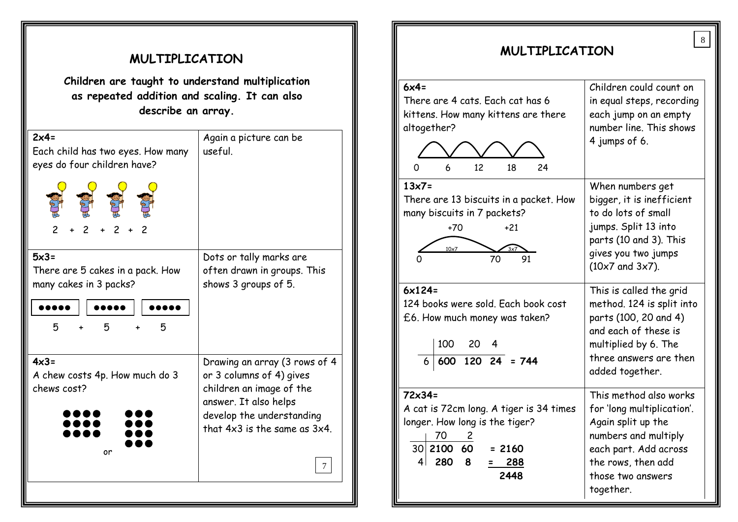## MULTIPLICATION

**Children are taught to understand multiplication as repeated addition and scaling. It can also describe an array.**

| | |
|---|---|
| **2x4=** Each child has two eyes. How many eyes do four children have? 2 + 2 + 2 + 2 | Again a picture can be useful. |
| **5x3=** There are 5 cakes in a pack. How many cakes in 3 packs? ●●●●● ●●●●● ●●●●● 5 + 5 + 5 | Dots or tally marks are often drawn in groups. This shows 3 groups of 5. |
| **4x3=** A chew costs 4p. How much do 3 chews cost? ●●●● ●●●● ●●●● or ●●● ●●● ●●● ●●● | Drawing an array (3 rows of 4 or 3 columns of 4) gives children an image of the answer. It also helps develop the understanding that 4x3 is the same as 3x4. |

## MULTIPLICATION

| | |
|---|---|
| **6x4=** There are 4 cats. Each cat has 6 kittens. How many kittens are there altogether? 0 6 12 18 24 | Children could count on in equal steps, recording each jump on an empty number line. This shows 4 jumps of 6. |
| **13x7=** There are 13 biscuits in a packet. How many biscuits in 7 packets? +70 (10x7) +21 (3x7) 0 70 91 | When numbers get bigger, it is inefficient to do lots of small jumps. Split 13 into parts (10 and 3). This gives you two jumps (10x7 and 3x7). |
| **6x124=** 124 books were sold. Each book cost £6. How much money was taken? | 100 20 4 / 6 \| **600 120 24 = 744** | This is called the grid method. 124 is split into parts (100, 20 and 4) and each of these is multiplied by 6. The three answers are then added together. |
| **72x34=** A cat is 72cm long. A tiger is 34 times longer. How long is the tiger? | 70 2 / 30 \| **2100 60 = 2160** / 4 \| **280 8 = 288** / **2448** | This method also works for 'long multiplication'. Again split up the numbers and multiply each part. Add across the rows, then add those two answers together. |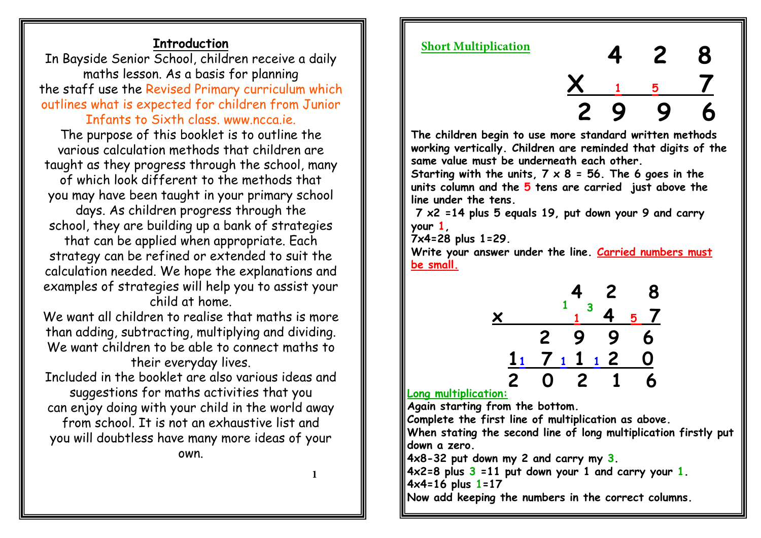## Introduction

In Bayside Senior School, children receive a daily maths lesson. As a basis for planning the staff use the Revised Primary curriculum which outlines what is expected for children from Junior Infants to Sixth class. www.ncca.ie.

The purpose of this booklet is to outline the various calculation methods that children are taught as they progress through the school, many of which look different to the methods that you may have been taught in your primary school days. As children progress through the school, they are building up a bank of strategies that can be applied when appropriate. Each strategy can be refined or extended to suit the calculation needed. We hope the explanations and examples of strategies will help you to assist your child at home.

We want all children to realise that maths is more than adding, subtracting, multiplying and dividing. We want children to be able to connect maths to their everyday lives.

Included in the booklet are also various ideas and suggestions for maths activities that you can enjoy doing with your child in the world away from school. It is not an exhaustive list and you will doubtless have many more ideas of your own.

## Short Multiplication

```
      4   2   8
X   ₁   ₅    7
  2   9   9   6
```

**The children begin to use more standard written methods working vertically. Children are reminded that digits of the same value must be underneath each other.**

**Starting with the units, 7 x 8 = 56. The 6 goes in the units column and the 5 tens are carried just above the line under the tens.**

**7 x2 =14 plus 5 equals 19, put down your 9 and carry your 1,**

**7x4=28 plus 1=29.**

**Write your answer under the line. Carried numbers must be small.**

```
          4   2   8
x      ¹ ₁ ³  4 ₅ 7
      2   9   9   6
   1₁ 7 ₁ 1 ₁ 2   0
   2   0   2   1   6
```

## Long multiplication:

**Again starting from the bottom.**

**Complete the first line of multiplication as above.**

**When stating the second line of long multiplication firstly put down a zero.**

**4x8-32 put down my 2 and carry my 3.**

**4x2=8 plus 3 =11 put down your 1 and carry your 1.**

**4x4=16 plus 1=17**

**Now add keeping the numbers in the correct columns.**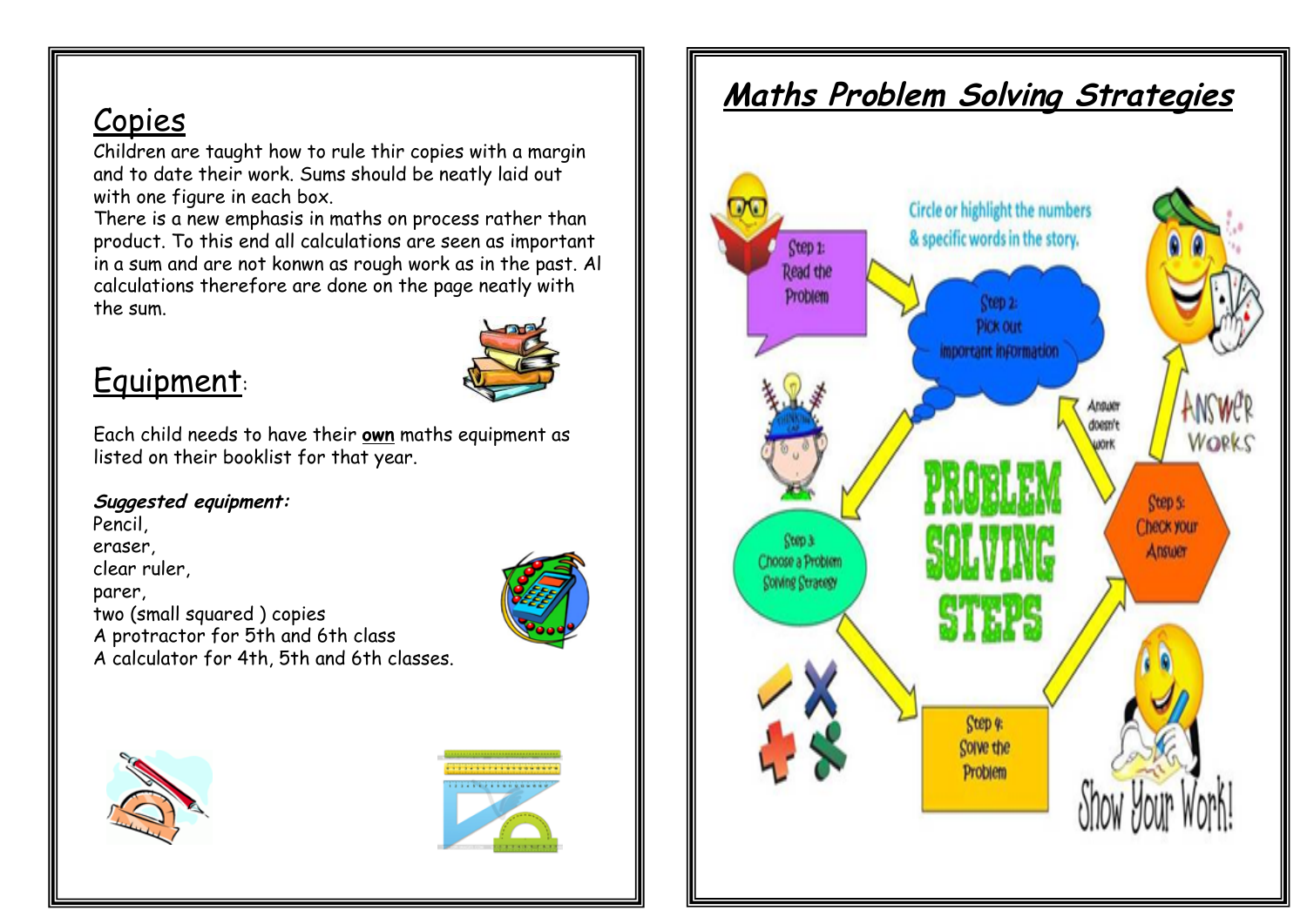## Copies

Children are taught how to rule thir copies with a margin and to date their work. Sums should be neatly laid out with one figure in each box.
There is a new emphasis in maths on process rather than product. To this end all calculations are seen as important in a sum and are not konwn as rough work as in the past. Al calculations therefore are done on the page neatly with the sum.

## Equipment:

Each child needs to have their **own** maths equipment as listed on their booklist for that year.

***Suggested equipment:***
Pencil,
eraser,
clear ruler,
parer,
two (small squared ) copies
A protractor for 5th and 6th class
A calculator for 4th, 5th and 6th classes.

## *Maths Problem Solving Strategies*

PROBLEM SOLVING STEPS

Step 1: Read the Problem

Step 2: Pick out important information

Circle or highlight the numbers & specific words in the story.

Step 3: Choose a Problem Solving Strategy

Step 4: Solve the Problem

Step 5: Check your Answer

Answer doesn't work

Answer Works

Show Your Work!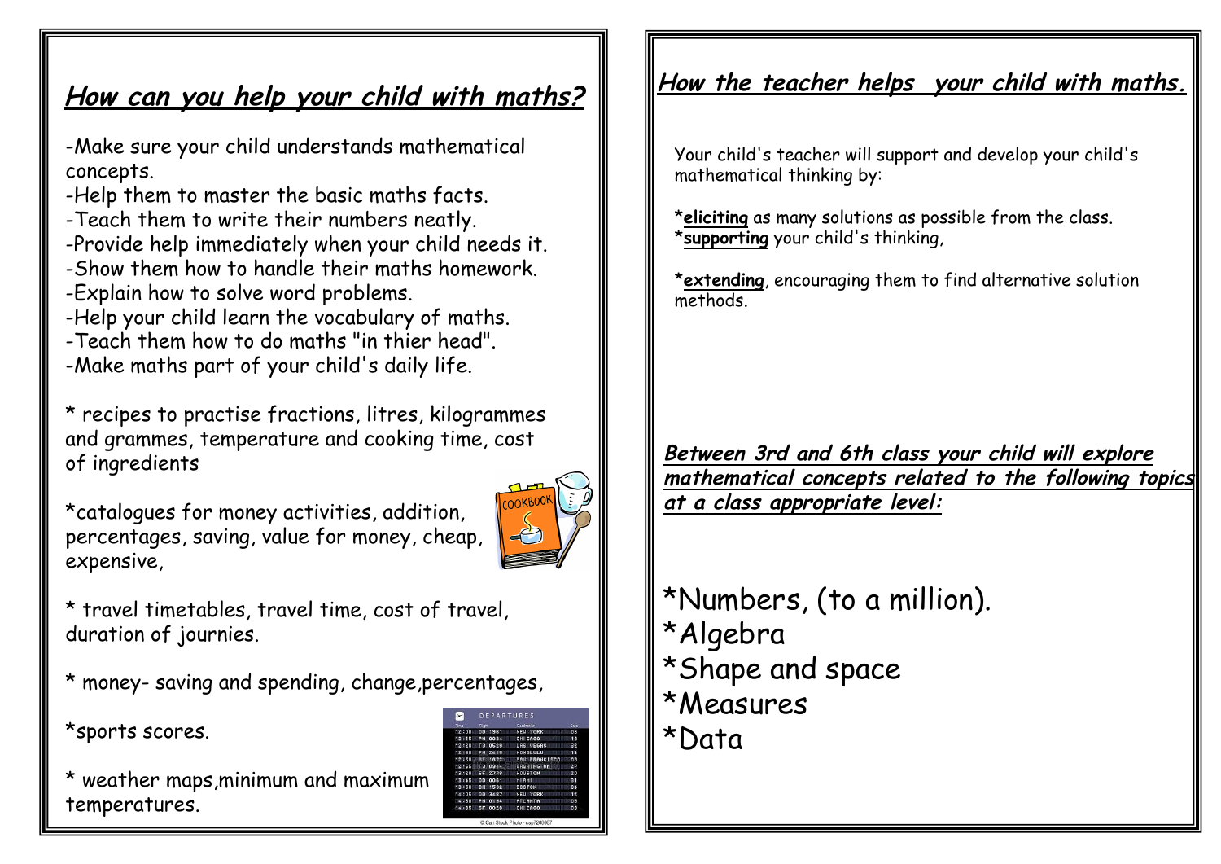## *How can you help your child with maths?*

- Make sure your child understands mathematical concepts.
- Help them to master the basic maths facts.
- Teach them to write their numbers neatly.
- Provide help immediately when your child needs it.
- Show them how to handle their maths homework.
- Explain how to solve word problems.
- Help your child learn the vocabulary of maths.
- Teach them how to do maths "in thier head".
- Make maths part of your child's daily life.

* recipes to practise fractions, litres, kilogrammes and grammes, temperature and cooking time, cost of ingredients

*catalogues for money activities, addition, percentages, saving, value for money, cheap, expensive,

* travel timetables, travel time, cost of travel, duration of journies.

* money- saving and spending, change,percentages,

*sports scores.

* weather maps,minimum and maximum temperatures.

## *How the teacher helps your child with maths.*

Your child's teacher will support and develop your child's mathematical thinking by:

***eliciting*** as many solutions as possible from the class.
***supporting*** your child's thinking,

***extending***, encouraging them to find alternative solution methods.

***Between 3rd and 6th class your child will explore mathematical concepts related to the following topics at a class appropriate level:***

*Numbers, (to a million).
*Algebra
*Shape and space
*Measures
*Data